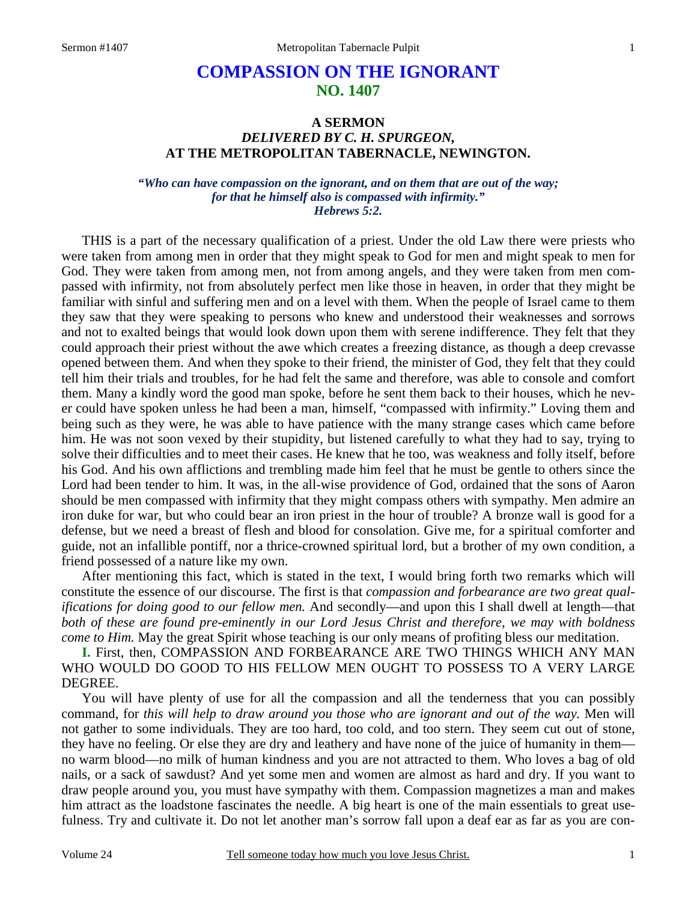# COMPASSION ON THE IGNORANT
## NO. 1407

### A SERMON
### *DELIVERED BY C. H. SPURGEON,*
### AT THE METROPOLITAN TABERNACLE, NEWINGTON.

*"Who can have compassion on the ignorant, and on them that are out of the way; for that he himself also is compassed with infirmity." Hebrews 5:2.*

THIS is a part of the necessary qualification of a priest. Under the old Law there were priests who were taken from among men in order that they might speak to God for men and might speak to men for God. They were taken from among men, not from among angels, and they were taken from men compassed with infirmity, not from absolutely perfect men like those in heaven, in order that they might be familiar with sinful and suffering men and on a level with them. When the people of Israel came to them they saw that they were speaking to persons who knew and understood their weaknesses and sorrows and not to exalted beings that would look down upon them with serene indifference. They felt that they could approach their priest without the awe which creates a freezing distance, as though a deep crevasse opened between them. And when they spoke to their friend, the minister of God, they felt that they could tell him their trials and troubles, for he had felt the same and therefore, was able to console and comfort them. Many a kindly word the good man spoke, before he sent them back to their houses, which he never could have spoken unless he had been a man, himself, "compassed with infirmity." Loving them and being such as they were, he was able to have patience with the many strange cases which came before him. He was not soon vexed by their stupidity, but listened carefully to what they had to say, trying to solve their difficulties and to meet their cases. He knew that he too, was weakness and folly itself, before his God. And his own afflictions and trembling made him feel that he must be gentle to others since the Lord had been tender to him. It was, in the all-wise providence of God, ordained that the sons of Aaron should be men compassed with infirmity that they might compass others with sympathy. Men admire an iron duke for war, but who could bear an iron priest in the hour of trouble? A bronze wall is good for a defense, but we need a breast of flesh and blood for consolation. Give me, for a spiritual comforter and guide, not an infallible pontiff, nor a thrice-crowned spiritual lord, but a brother of my own condition, a friend possessed of a nature like my own.

After mentioning this fact, which is stated in the text, I would bring forth two remarks which will constitute the essence of our discourse. The first is that *compassion and forbearance are two great qualifications for doing good to our fellow men.* And secondly—and upon this I shall dwell at length—that *both of these are found pre-eminently in our Lord Jesus Christ and therefore, we may with boldness come to Him.* May the great Spirit whose teaching is our only means of profiting bless our meditation.

**I.** First, then, COMPASSION AND FORBEARANCE ARE TWO THINGS WHICH ANY MAN WHO WOULD DO GOOD TO HIS FELLOW MEN OUGHT TO POSSESS TO A VERY LARGE DEGREE.

You will have plenty of use for all the compassion and all the tenderness that you can possibly command, for *this will help to draw around you those who are ignorant and out of the way.* Men will not gather to some individuals. They are too hard, too cold, and too stern. They seem cut out of stone, they have no feeling. Or else they are dry and leathery and have none of the juice of humanity in them—no warm blood—no milk of human kindness and you are not attracted to them. Who loves a bag of old nails, or a sack of sawdust? And yet some men and women are almost as hard and dry. If you want to draw people around you, you must have sympathy with them. Compassion magnetizes a man and makes him attract as the loadstone fascinates the needle. A big heart is one of the main essentials to great usefulness. Try and cultivate it. Do not let another man's sorrow fall upon a deaf ear as far as you are con-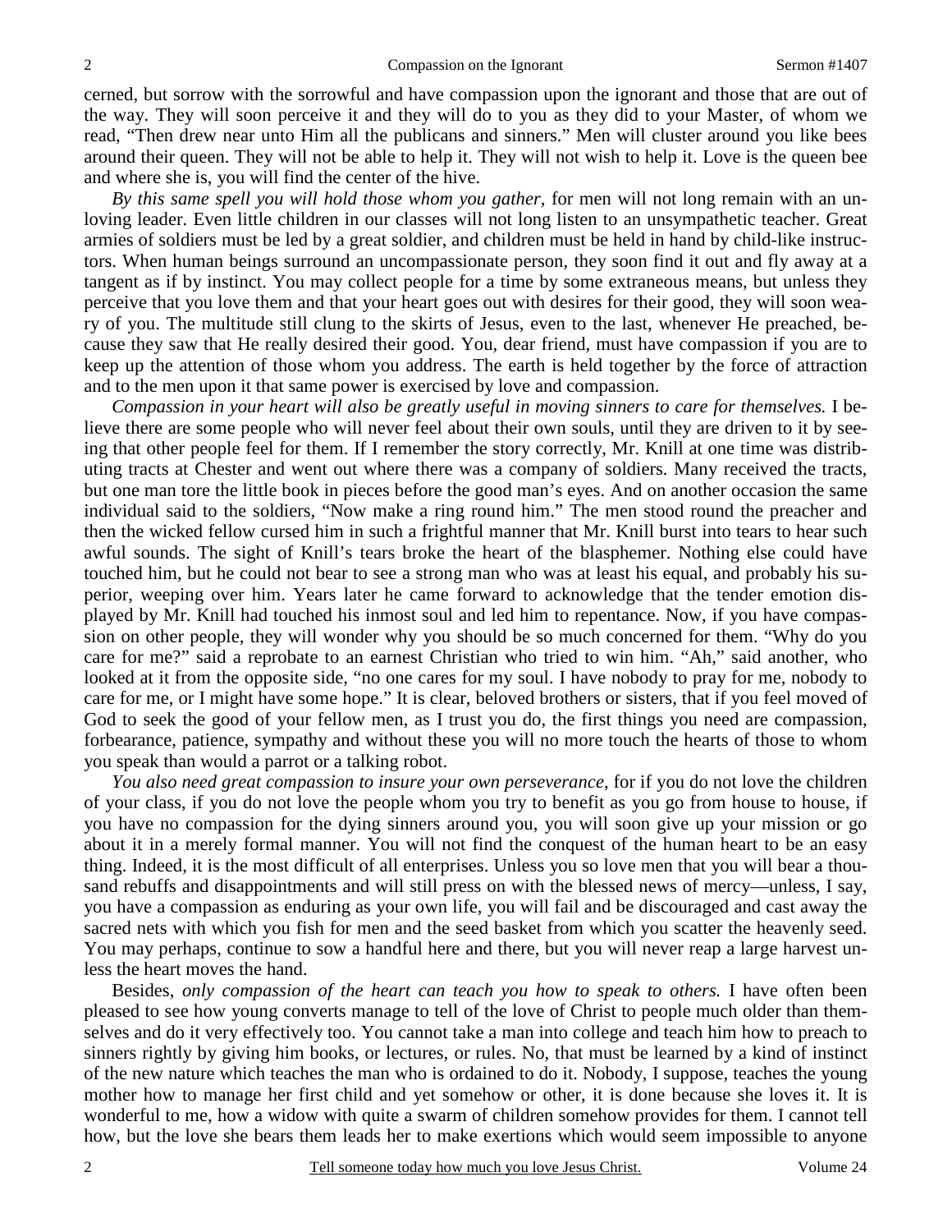cerned, but sorrow with the sorrowful and have compassion upon the ignorant and those that are out of the way. They will soon perceive it and they will do to you as they did to your Master, of whom we read, "Then drew near unto Him all the publicans and sinners." Men will cluster around you like bees around their queen. They will not be able to help it. They will not wish to help it. Love is the queen bee and where she is, you will find the center of the hive.

*By this same spell you will hold those whom you gather,* for men will not long remain with an unloving leader. Even little children in our classes will not long listen to an unsympathetic teacher. Great armies of soldiers must be led by a great soldier, and children must be held in hand by child-like instructors. When human beings surround an uncompassionate person, they soon find it out and fly away at a tangent as if by instinct. You may collect people for a time by some extraneous means, but unless they perceive that you love them and that your heart goes out with desires for their good, they will soon weary of you. The multitude still clung to the skirts of Jesus, even to the last, whenever He preached, because they saw that He really desired their good. You, dear friend, must have compassion if you are to keep up the attention of those whom you address. The earth is held together by the force of attraction and to the men upon it that same power is exercised by love and compassion.

*Compassion in your heart will also be greatly useful in moving sinners to care for themselves.* I believe there are some people who will never feel about their own souls, until they are driven to it by seeing that other people feel for them. If I remember the story correctly, Mr. Knill at one time was distributing tracts at Chester and went out where there was a company of soldiers. Many received the tracts, but one man tore the little book in pieces before the good man's eyes. And on another occasion the same individual said to the soldiers, "Now make a ring round him." The men stood round the preacher and then the wicked fellow cursed him in such a frightful manner that Mr. Knill burst into tears to hear such awful sounds. The sight of Knill's tears broke the heart of the blasphemer. Nothing else could have touched him, but he could not bear to see a strong man who was at least his equal, and probably his superior, weeping over him. Years later he came forward to acknowledge that the tender emotion displayed by Mr. Knill had touched his inmost soul and led him to repentance. Now, if you have compassion on other people, they will wonder why you should be so much concerned for them. "Why do you care for me?" said a reprobate to an earnest Christian who tried to win him. "Ah," said another, who looked at it from the opposite side, "no one cares for my soul. I have nobody to pray for me, nobody to care for me, or I might have some hope." It is clear, beloved brothers or sisters, that if you feel moved of God to seek the good of your fellow men, as I trust you do, the first things you need are compassion, forbearance, patience, sympathy and without these you will no more touch the hearts of those to whom you speak than would a parrot or a talking robot.

*You also need great compassion to insure your own perseverance,* for if you do not love the children of your class, if you do not love the people whom you try to benefit as you go from house to house, if you have no compassion for the dying sinners around you, you will soon give up your mission or go about it in a merely formal manner. You will not find the conquest of the human heart to be an easy thing. Indeed, it is the most difficult of all enterprises. Unless you so love men that you will bear a thousand rebuffs and disappointments and will still press on with the blessed news of mercy—unless, I say, you have a compassion as enduring as your own life, you will fail and be discouraged and cast away the sacred nets with which you fish for men and the seed basket from which you scatter the heavenly seed. You may perhaps, continue to sow a handful here and there, but you will never reap a large harvest unless the heart moves the hand.

Besides, *only compassion of the heart can teach you how to speak to others.* I have often been pleased to see how young converts manage to tell of the love of Christ to people much older than themselves and do it very effectively too. You cannot take a man into college and teach him how to preach to sinners rightly by giving him books, or lectures, or rules. No, that must be learned by a kind of instinct of the new nature which teaches the man who is ordained to do it. Nobody, I suppose, teaches the young mother how to manage her first child and yet somehow or other, it is done because she loves it. It is wonderful to me, how a widow with quite a swarm of children somehow provides for them. I cannot tell how, but the love she bears them leads her to make exertions which would seem impossible to anyone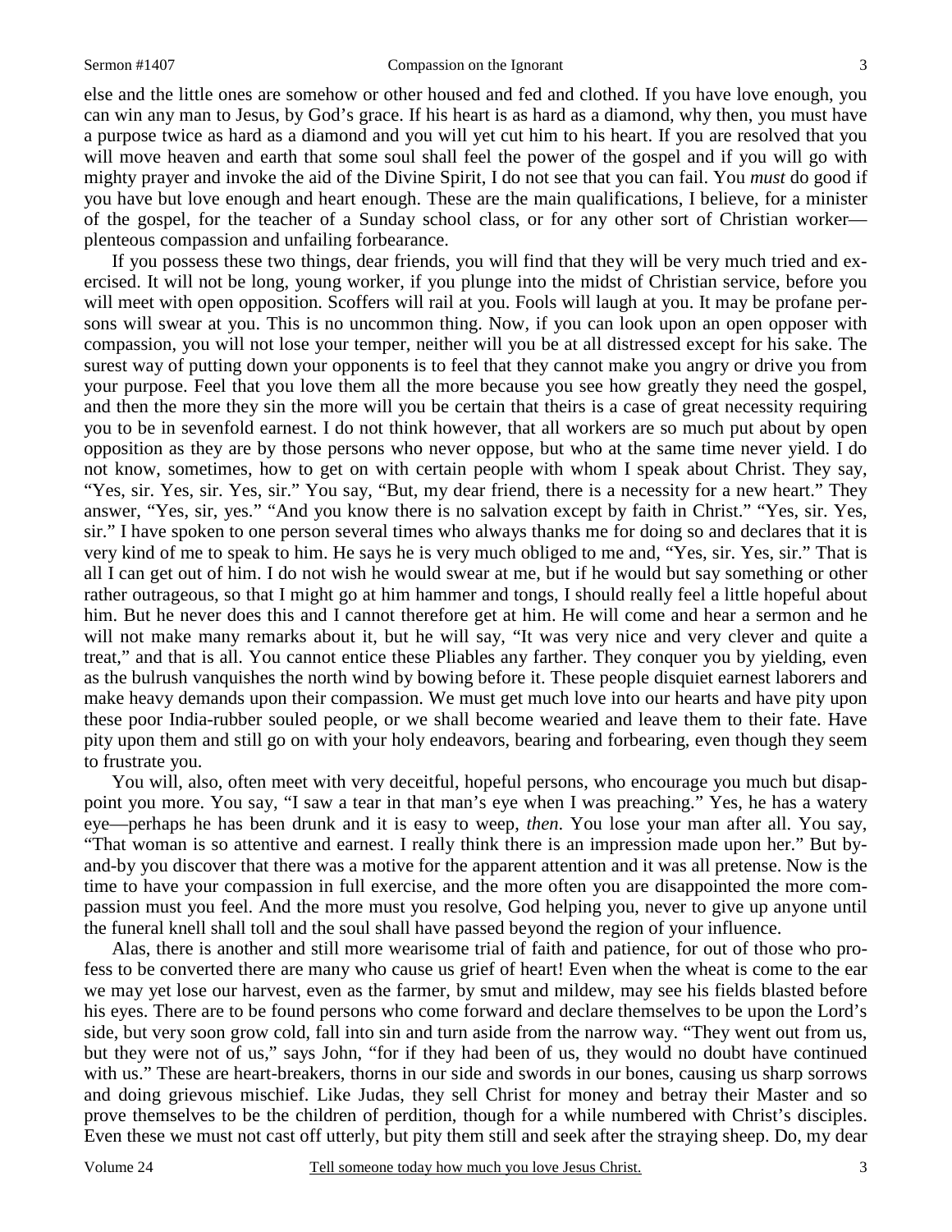else and the little ones are somehow or other housed and fed and clothed. If you have love enough, you can win any man to Jesus, by God's grace. If his heart is as hard as a diamond, why then, you must have a purpose twice as hard as a diamond and you will yet cut him to his heart. If you are resolved that you will move heaven and earth that some soul shall feel the power of the gospel and if you will go with mighty prayer and invoke the aid of the Divine Spirit, I do not see that you can fail. You *must* do good if you have but love enough and heart enough. These are the main qualifications, I believe, for a minister of the gospel, for the teacher of a Sunday school class, or for any other sort of Christian worker—plenteous compassion and unfailing forbearance.

If you possess these two things, dear friends, you will find that they will be very much tried and exercised. It will not be long, young worker, if you plunge into the midst of Christian service, before you will meet with open opposition. Scoffers will rail at you. Fools will laugh at you. It may be profane persons will swear at you. This is no uncommon thing. Now, if you can look upon an open opposer with compassion, you will not lose your temper, neither will you be at all distressed except for his sake. The surest way of putting down your opponents is to feel that they cannot make you angry or drive you from your purpose. Feel that you love them all the more because you see how greatly they need the gospel, and then the more they sin the more will you be certain that theirs is a case of great necessity requiring you to be in sevenfold earnest. I do not think however, that all workers are so much put about by open opposition as they are by those persons who never oppose, but who at the same time never yield. I do not know, sometimes, how to get on with certain people with whom I speak about Christ. They say, "Yes, sir. Yes, sir. Yes, sir." You say, "But, my dear friend, there is a necessity for a new heart." They answer, "Yes, sir, yes." "And you know there is no salvation except by faith in Christ." "Yes, sir. Yes, sir." I have spoken to one person several times who always thanks me for doing so and declares that it is very kind of me to speak to him. He says he is very much obliged to me and, "Yes, sir. Yes, sir." That is all I can get out of him. I do not wish he would swear at me, but if he would but say something or other rather outrageous, so that I might go at him hammer and tongs, I should really feel a little hopeful about him. But he never does this and I cannot therefore get at him. He will come and hear a sermon and he will not make many remarks about it, but he will say, "It was very nice and very clever and quite a treat," and that is all. You cannot entice these Pliables any farther. They conquer you by yielding, even as the bulrush vanquishes the north wind by bowing before it. These people disquiet earnest laborers and make heavy demands upon their compassion. We must get much love into our hearts and have pity upon these poor India-rubber souled people, or we shall become wearied and leave them to their fate. Have pity upon them and still go on with your holy endeavors, bearing and forbearing, even though they seem to frustrate you.

You will, also, often meet with very deceitful, hopeful persons, who encourage you much but disappoint you more. You say, "I saw a tear in that man's eye when I was preaching." Yes, he has a watery eye—perhaps he has been drunk and it is easy to weep, *then*. You lose your man after all. You say, "That woman is so attentive and earnest. I really think there is an impression made upon her." But by-and-by you discover that there was a motive for the apparent attention and it was all pretense. Now is the time to have your compassion in full exercise, and the more often you are disappointed the more compassion must you feel. And the more must you resolve, God helping you, never to give up anyone until the funeral knell shall toll and the soul shall have passed beyond the region of your influence.

Alas, there is another and still more wearisome trial of faith and patience, for out of those who profess to be converted there are many who cause us grief of heart! Even when the wheat is come to the ear we may yet lose our harvest, even as the farmer, by smut and mildew, may see his fields blasted before his eyes. There are to be found persons who come forward and declare themselves to be upon the Lord's side, but very soon grow cold, fall into sin and turn aside from the narrow way. "They went out from us, but they were not of us," says John, "for if they had been of us, they would no doubt have continued with us." These are heart-breakers, thorns in our side and swords in our bones, causing us sharp sorrows and doing grievous mischief. Like Judas, they sell Christ for money and betray their Master and so prove themselves to be the children of perdition, though for a while numbered with Christ's disciples. Even these we must not cast off utterly, but pity them still and seek after the straying sheep. Do, my dear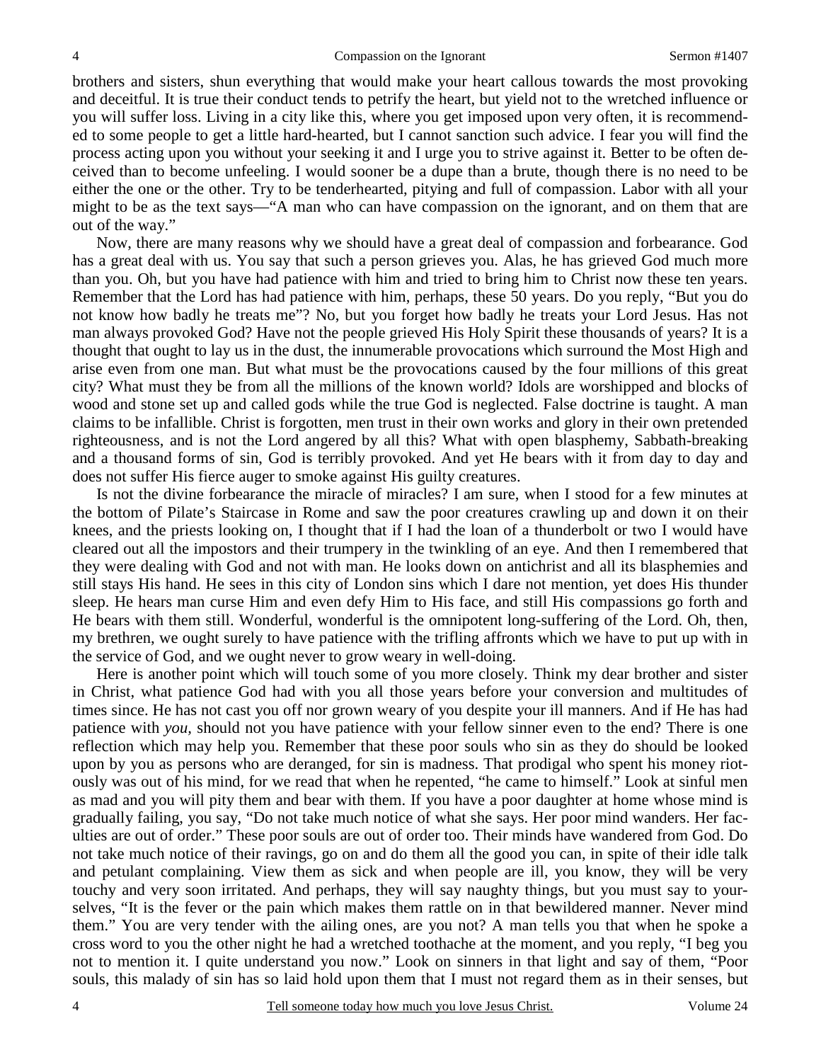brothers and sisters, shun everything that would make your heart callous towards the most provoking and deceitful. It is true their conduct tends to petrify the heart, but yield not to the wretched influence or you will suffer loss. Living in a city like this, where you get imposed upon very often, it is recommended to some people to get a little hard-hearted, but I cannot sanction such advice. I fear you will find the process acting upon you without your seeking it and I urge you to strive against it. Better to be often deceived than to become unfeeling. I would sooner be a dupe than a brute, though there is no need to be either the one or the other. Try to be tenderhearted, pitying and full of compassion. Labor with all your might to be as the text says—"A man who can have compassion on the ignorant, and on them that are out of the way."

Now, there are many reasons why we should have a great deal of compassion and forbearance. God has a great deal with us. You say that such a person grieves you. Alas, he has grieved God much more than you. Oh, but you have had patience with him and tried to bring him to Christ now these ten years. Remember that the Lord has had patience with him, perhaps, these 50 years. Do you reply, "But you do not know how badly he treats me"? No, but you forget how badly he treats your Lord Jesus. Has not man always provoked God? Have not the people grieved His Holy Spirit these thousands of years? It is a thought that ought to lay us in the dust, the innumerable provocations which surround the Most High and arise even from one man. But what must be the provocations caused by the four millions of this great city? What must they be from all the millions of the known world? Idols are worshipped and blocks of wood and stone set up and called gods while the true God is neglected. False doctrine is taught. A man claims to be infallible. Christ is forgotten, men trust in their own works and glory in their own pretended righteousness, and is not the Lord angered by all this? What with open blasphemy, Sabbath-breaking and a thousand forms of sin, God is terribly provoked. And yet He bears with it from day to day and does not suffer His fierce auger to smoke against His guilty creatures.

Is not the divine forbearance the miracle of miracles? I am sure, when I stood for a few minutes at the bottom of Pilate's Staircase in Rome and saw the poor creatures crawling up and down it on their knees, and the priests looking on, I thought that if I had the loan of a thunderbolt or two I would have cleared out all the impostors and their trumpery in the twinkling of an eye. And then I remembered that they were dealing with God and not with man. He looks down on antichrist and all its blasphemies and still stays His hand. He sees in this city of London sins which I dare not mention, yet does His thunder sleep. He hears man curse Him and even defy Him to His face, and still His compassions go forth and He bears with them still. Wonderful, wonderful is the omnipotent long-suffering of the Lord. Oh, then, my brethren, we ought surely to have patience with the trifling affronts which we have to put up with in the service of God, and we ought never to grow weary in well-doing.

Here is another point which will touch some of you more closely. Think my dear brother and sister in Christ, what patience God had with you all those years before your conversion and multitudes of times since. He has not cast you off nor grown weary of you despite your ill manners. And if He has had patience with *you*, should not you have patience with your fellow sinner even to the end? There is one reflection which may help you. Remember that these poor souls who sin as they do should be looked upon by you as persons who are deranged, for sin is madness. That prodigal who spent his money riotously was out of his mind, for we read that when he repented, "he came to himself." Look at sinful men as mad and you will pity them and bear with them. If you have a poor daughter at home whose mind is gradually failing, you say, "Do not take much notice of what she says. Her poor mind wanders. Her faculties are out of order." These poor souls are out of order too. Their minds have wandered from God. Do not take much notice of their ravings, go on and do them all the good you can, in spite of their idle talk and petulant complaining. View them as sick and when people are ill, you know, they will be very touchy and very soon irritated. And perhaps, they will say naughty things, but you must say to yourselves, "It is the fever or the pain which makes them rattle on in that bewildered manner. Never mind them." You are very tender with the ailing ones, are you not? A man tells you that when he spoke a cross word to you the other night he had a wretched toothache at the moment, and you reply, "I beg you not to mention it. I quite understand you now." Look on sinners in that light and say of them, "Poor souls, this malady of sin has so laid hold upon them that I must not regard them as in their senses, but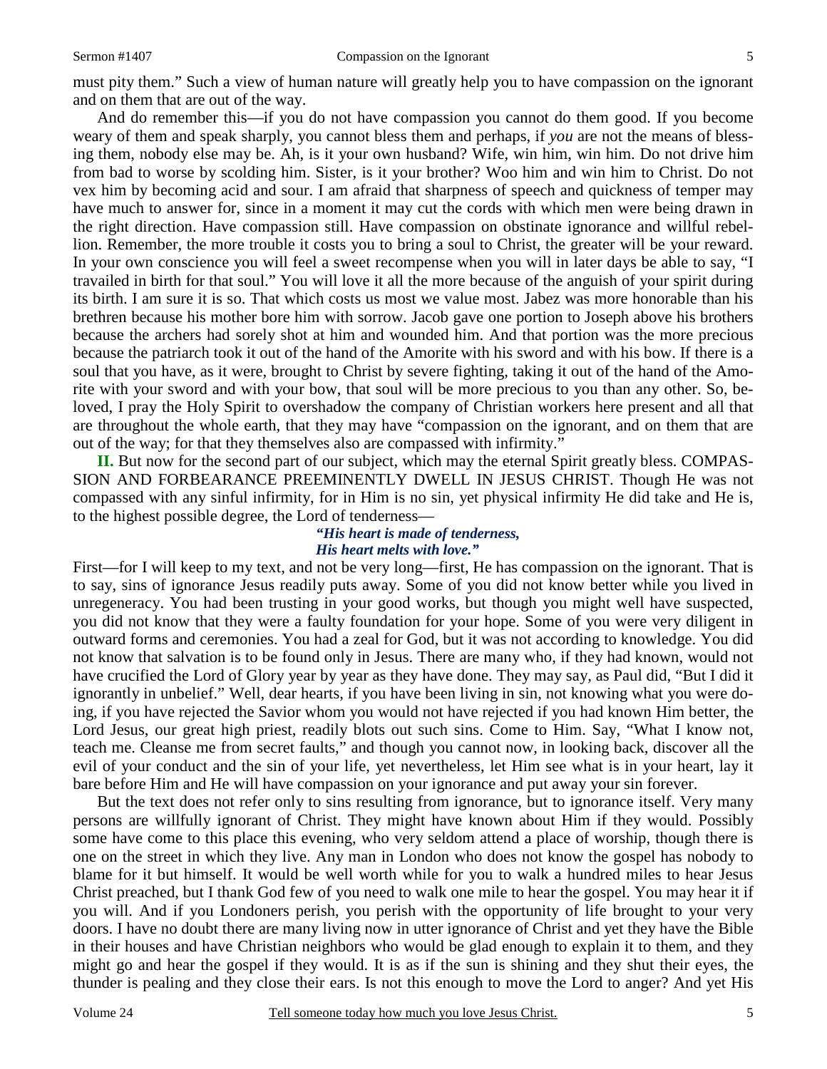must pity them." Such a view of human nature will greatly help you to have compassion on the ignorant and on them that are out of the way.

And do remember this—if you do not have compassion you cannot do them good. If you become weary of them and speak sharply, you cannot bless them and perhaps, if *you* are not the means of blessing them, nobody else may be. Ah, is it your own husband? Wife, win him, win him. Do not drive him from bad to worse by scolding him. Sister, is it your brother? Woo him and win him to Christ. Do not vex him by becoming acid and sour. I am afraid that sharpness of speech and quickness of temper may have much to answer for, since in a moment it may cut the cords with which men were being drawn in the right direction. Have compassion still. Have compassion on obstinate ignorance and willful rebellion. Remember, the more trouble it costs you to bring a soul to Christ, the greater will be your reward. In your own conscience you will feel a sweet recompense when you will in later days be able to say, "I travailed in birth for that soul." You will love it all the more because of the anguish of your spirit during its birth. I am sure it is so. That which costs us most we value most. Jabez was more honorable than his brethren because his mother bore him with sorrow. Jacob gave one portion to Joseph above his brothers because the archers had sorely shot at him and wounded him. And that portion was the more precious because the patriarch took it out of the hand of the Amorite with his sword and with his bow. If there is a soul that you have, as it were, brought to Christ by severe fighting, taking it out of the hand of the Amorite with your sword and with your bow, that soul will be more precious to you than any other. So, beloved, I pray the Holy Spirit to overshadow the company of Christian workers here present and all that are throughout the whole earth, that they may have "compassion on the ignorant, and on them that are out of the way; for that they themselves also are compassed with infirmity."

**II.** But now for the second part of our subject, which may the eternal Spirit greatly bless. COMPASSION AND FORBEARANCE PREEMINENTLY DWELL IN JESUS CHRIST. Though He was not compassed with any sinful infirmity, for in Him is no sin, yet physical infirmity He did take and He is, to the highest possible degree, the Lord of tenderness—

> ***"His heart is made of tenderness,***
> ***His heart melts with love."***

First—for I will keep to my text, and not be very long—first, He has compassion on the ignorant. That is to say, sins of ignorance Jesus readily puts away. Some of you did not know better while you lived in unregeneracy. You had been trusting in your good works, but though you might well have suspected, you did not know that they were a faulty foundation for your hope. Some of you were very diligent in outward forms and ceremonies. You had a zeal for God, but it was not according to knowledge. You did not know that salvation is to be found only in Jesus. There are many who, if they had known, would not have crucified the Lord of Glory year by year as they have done. They may say, as Paul did, "But I did it ignorantly in unbelief." Well, dear hearts, if you have been living in sin, not knowing what you were doing, if you have rejected the Savior whom you would not have rejected if you had known Him better, the Lord Jesus, our great high priest, readily blots out such sins. Come to Him. Say, "What I know not, teach me. Cleanse me from secret faults," and though you cannot now, in looking back, discover all the evil of your conduct and the sin of your life, yet nevertheless, let Him see what is in your heart, lay it bare before Him and He will have compassion on your ignorance and put away your sin forever.

But the text does not refer only to sins resulting from ignorance, but to ignorance itself. Very many persons are willfully ignorant of Christ. They might have known about Him if they would. Possibly some have come to this place this evening, who very seldom attend a place of worship, though there is one on the street in which they live. Any man in London who does not know the gospel has nobody to blame for it but himself. It would be well worth while for you to walk a hundred miles to hear Jesus Christ preached, but I thank God few of you need to walk one mile to hear the gospel. You may hear it if you will. And if you Londoners perish, you perish with the opportunity of life brought to your very doors. I have no doubt there are many living now in utter ignorance of Christ and yet they have the Bible in their houses and have Christian neighbors who would be glad enough to explain it to them, and they might go and hear the gospel if they would. It is as if the sun is shining and they shut their eyes, the thunder is pealing and they close their ears. Is not this enough to move the Lord to anger? And yet His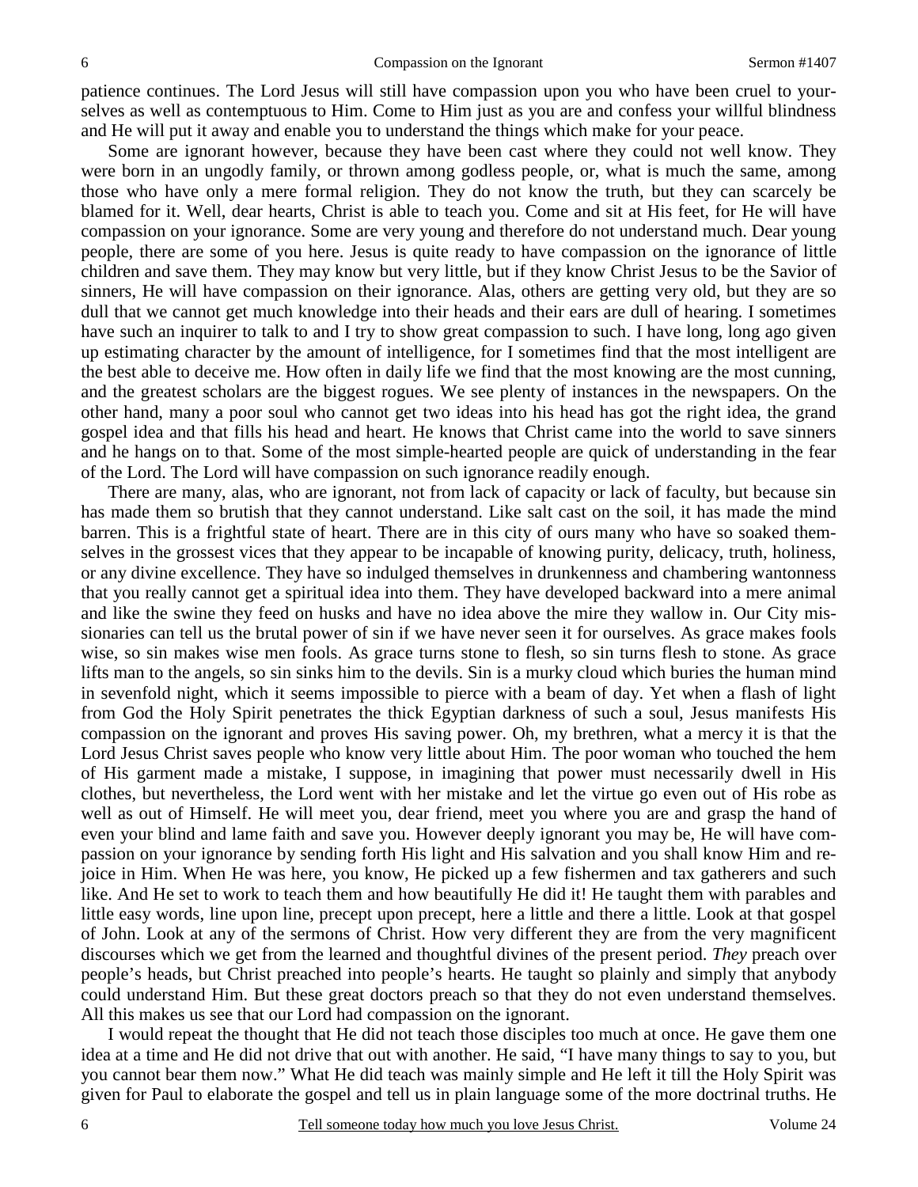patience continues. The Lord Jesus will still have compassion upon you who have been cruel to yourselves as well as contemptuous to Him. Come to Him just as you are and confess your willful blindness and He will put it away and enable you to understand the things which make for your peace.

Some are ignorant however, because they have been cast where they could not well know. They were born in an ungodly family, or thrown among godless people, or, what is much the same, among those who have only a mere formal religion. They do not know the truth, but they can scarcely be blamed for it. Well, dear hearts, Christ is able to teach you. Come and sit at His feet, for He will have compassion on your ignorance. Some are very young and therefore do not understand much. Dear young people, there are some of you here. Jesus is quite ready to have compassion on the ignorance of little children and save them. They may know but very little, but if they know Christ Jesus to be the Savior of sinners, He will have compassion on their ignorance. Alas, others are getting very old, but they are so dull that we cannot get much knowledge into their heads and their ears are dull of hearing. I sometimes have such an inquirer to talk to and I try to show great compassion to such. I have long, long ago given up estimating character by the amount of intelligence, for I sometimes find that the most intelligent are the best able to deceive me. How often in daily life we find that the most knowing are the most cunning, and the greatest scholars are the biggest rogues. We see plenty of instances in the newspapers. On the other hand, many a poor soul who cannot get two ideas into his head has got the right idea, the grand gospel idea and that fills his head and heart. He knows that Christ came into the world to save sinners and he hangs on to that. Some of the most simple-hearted people are quick of understanding in the fear of the Lord. The Lord will have compassion on such ignorance readily enough.

There are many, alas, who are ignorant, not from lack of capacity or lack of faculty, but because sin has made them so brutish that they cannot understand. Like salt cast on the soil, it has made the mind barren. This is a frightful state of heart. There are in this city of ours many who have so soaked themselves in the grossest vices that they appear to be incapable of knowing purity, delicacy, truth, holiness, or any divine excellence. They have so indulged themselves in drunkenness and chambering wantonness that you really cannot get a spiritual idea into them. They have developed backward into a mere animal and like the swine they feed on husks and have no idea above the mire they wallow in. Our City missionaries can tell us the brutal power of sin if we have never seen it for ourselves. As grace makes fools wise, so sin makes wise men fools. As grace turns stone to flesh, so sin turns flesh to stone. As grace lifts man to the angels, so sin sinks him to the devils. Sin is a murky cloud which buries the human mind in sevenfold night, which it seems impossible to pierce with a beam of day. Yet when a flash of light from God the Holy Spirit penetrates the thick Egyptian darkness of such a soul, Jesus manifests His compassion on the ignorant and proves His saving power. Oh, my brethren, what a mercy it is that the Lord Jesus Christ saves people who know very little about Him. The poor woman who touched the hem of His garment made a mistake, I suppose, in imagining that power must necessarily dwell in His clothes, but nevertheless, the Lord went with her mistake and let the virtue go even out of His robe as well as out of Himself. He will meet you, dear friend, meet you where you are and grasp the hand of even your blind and lame faith and save you. However deeply ignorant you may be, He will have compassion on your ignorance by sending forth His light and His salvation and you shall know Him and rejoice in Him. When He was here, you know, He picked up a few fishermen and tax gatherers and such like. And He set to work to teach them and how beautifully He did it! He taught them with parables and little easy words, line upon line, precept upon precept, here a little and there a little. Look at that gospel of John. Look at any of the sermons of Christ. How very different they are from the very magnificent discourses which we get from the learned and thoughtful divines of the present period. *They* preach over people's heads, but Christ preached into people's hearts. He taught so plainly and simply that anybody could understand Him. But these great doctors preach so that they do not even understand themselves. All this makes us see that our Lord had compassion on the ignorant.

I would repeat the thought that He did not teach those disciples too much at once. He gave them one idea at a time and He did not drive that out with another. He said, "I have many things to say to you, but you cannot bear them now." What He did teach was mainly simple and He left it till the Holy Spirit was given for Paul to elaborate the gospel and tell us in plain language some of the more doctrinal truths. He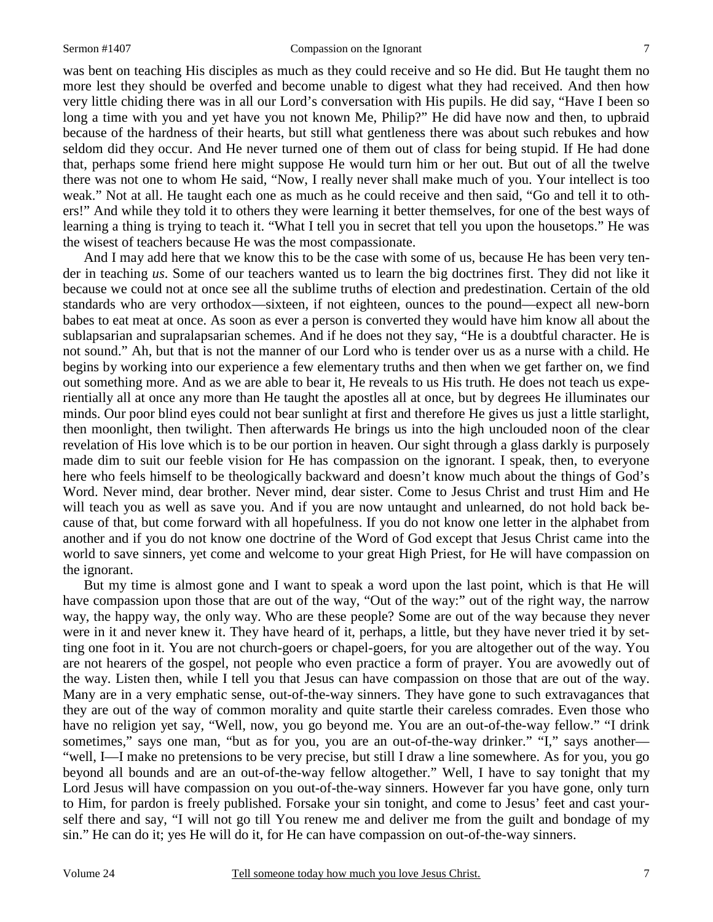was bent on teaching His disciples as much as they could receive and so He did. But He taught them no more lest they should be overfed and become unable to digest what they had received. And then how very little chiding there was in all our Lord's conversation with His pupils. He did say, "Have I been so long a time with you and yet have you not known Me, Philip?" He did have now and then, to upbraid because of the hardness of their hearts, but still what gentleness there was about such rebukes and how seldom did they occur. And He never turned one of them out of class for being stupid. If He had done that, perhaps some friend here might suppose He would turn him or her out. But out of all the twelve there was not one to whom He said, "Now, I really never shall make much of you. Your intellect is too weak." Not at all. He taught each one as much as he could receive and then said, "Go and tell it to others!" And while they told it to others they were learning it better themselves, for one of the best ways of learning a thing is trying to teach it. "What I tell you in secret that tell you upon the housetops." He was the wisest of teachers because He was the most compassionate.

And I may add here that we know this to be the case with some of us, because He has been very tender in teaching *us*. Some of our teachers wanted us to learn the big doctrines first. They did not like it because we could not at once see all the sublime truths of election and predestination. Certain of the old standards who are very orthodox—sixteen, if not eighteen, ounces to the pound—expect all new-born babes to eat meat at once. As soon as ever a person is converted they would have him know all about the sublapsarian and supralapsarian schemes. And if he does not they say, "He is a doubtful character. He is not sound." Ah, but that is not the manner of our Lord who is tender over us as a nurse with a child. He begins by working into our experience a few elementary truths and then when we get farther on, we find out something more. And as we are able to bear it, He reveals to us His truth. He does not teach us experientially all at once any more than He taught the apostles all at once, but by degrees He illuminates our minds. Our poor blind eyes could not bear sunlight at first and therefore He gives us just a little starlight, then moonlight, then twilight. Then afterwards He brings us into the high unclouded noon of the clear revelation of His love which is to be our portion in heaven. Our sight through a glass darkly is purposely made dim to suit our feeble vision for He has compassion on the ignorant. I speak, then, to everyone here who feels himself to be theologically backward and doesn't know much about the things of God's Word. Never mind, dear brother. Never mind, dear sister. Come to Jesus Christ and trust Him and He will teach you as well as save you. And if you are now untaught and unlearned, do not hold back because of that, but come forward with all hopefulness. If you do not know one letter in the alphabet from another and if you do not know one doctrine of the Word of God except that Jesus Christ came into the world to save sinners, yet come and welcome to your great High Priest, for He will have compassion on the ignorant.

But my time is almost gone and I want to speak a word upon the last point, which is that He will have compassion upon those that are out of the way, "Out of the way:" out of the right way, the narrow way, the happy way, the only way. Who are these people? Some are out of the way because they never were in it and never knew it. They have heard of it, perhaps, a little, but they have never tried it by setting one foot in it. You are not church-goers or chapel-goers, for you are altogether out of the way. You are not hearers of the gospel, not people who even practice a form of prayer. You are avowedly out of the way. Listen then, while I tell you that Jesus can have compassion on those that are out of the way. Many are in a very emphatic sense, out-of-the-way sinners. They have gone to such extravagances that they are out of the way of common morality and quite startle their careless comrades. Even those who have no religion yet say, "Well, now, you go beyond me. You are an out-of-the-way fellow." "I drink sometimes," says one man, "but as for you, you are an out-of-the-way drinker." "I," says another—"well, I—I make no pretensions to be very precise, but still I draw a line somewhere. As for you, you go beyond all bounds and are an out-of-the-way fellow altogether." Well, I have to say tonight that my Lord Jesus will have compassion on you out-of-the-way sinners. However far you have gone, only turn to Him, for pardon is freely published. Forsake your sin tonight, and come to Jesus' feet and cast yourself there and say, "I will not go till You renew me and deliver me from the guilt and bondage of my sin." He can do it; yes He will do it, for He can have compassion on out-of-the-way sinners.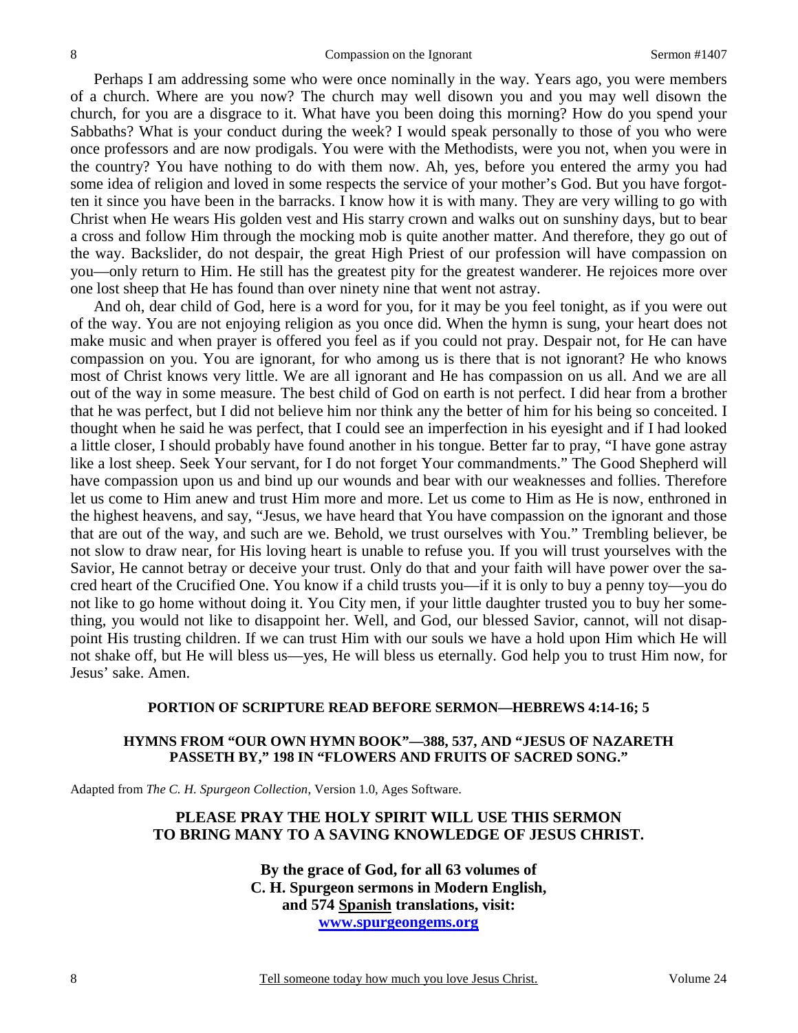Perhaps I am addressing some who were once nominally in the way. Years ago, you were members of a church. Where are you now? The church may well disown you and you may well disown the church, for you are a disgrace to it. What have you been doing this morning? How do you spend your Sabbaths? What is your conduct during the week? I would speak personally to those of you who were once professors and are now prodigals. You were with the Methodists, were you not, when you were in the country? You have nothing to do with them now. Ah, yes, before you entered the army you had some idea of religion and loved in some respects the service of your mother's God. But you have forgotten it since you have been in the barracks. I know how it is with many. They are very willing to go with Christ when He wears His golden vest and His starry crown and walks out on sunshiny days, but to bear a cross and follow Him through the mocking mob is quite another matter. And therefore, they go out of the way. Backslider, do not despair, the great High Priest of our profession will have compassion on you—only return to Him. He still has the greatest pity for the greatest wanderer. He rejoices more over one lost sheep that He has found than over ninety nine that went not astray.

And oh, dear child of God, here is a word for you, for it may be you feel tonight, as if you were out of the way. You are not enjoying religion as you once did. When the hymn is sung, your heart does not make music and when prayer is offered you feel as if you could not pray. Despair not, for He can have compassion on you. You are ignorant, for who among us is there that is not ignorant? He who knows most of Christ knows very little. We are all ignorant and He has compassion on us all. And we are all out of the way in some measure. The best child of God on earth is not perfect. I did hear from a brother that he was perfect, but I did not believe him nor think any the better of him for his being so conceited. I thought when he said he was perfect, that I could see an imperfection in his eyesight and if I had looked a little closer, I should probably have found another in his tongue. Better far to pray, "I have gone astray like a lost sheep. Seek Your servant, for I do not forget Your commandments." The Good Shepherd will have compassion upon us and bind up our wounds and bear with our weaknesses and follies. Therefore let us come to Him anew and trust Him more and more. Let us come to Him as He is now, enthroned in the highest heavens, and say, "Jesus, we have heard that You have compassion on the ignorant and those that are out of the way, and such are we. Behold, we trust ourselves with You." Trembling believer, be not slow to draw near, for His loving heart is unable to refuse you. If you will trust yourselves with the Savior, He cannot betray or deceive your trust. Only do that and your faith will have power over the sacred heart of the Crucified One. You know if a child trusts you—if it is only to buy a penny toy—you do not like to go home without doing it. You City men, if your little daughter trusted you to buy her something, you would not like to disappoint her. Well, and God, our blessed Savior, cannot, will not disappoint His trusting children. If we can trust Him with our souls we have a hold upon Him which He will not shake off, but He will bless us—yes, He will bless us eternally. God help you to trust Him now, for Jesus' sake. Amen.

**PORTION OF SCRIPTURE READ BEFORE SERMON—HEBREWS 4:14-16; 5**

**HYMNS FROM "OUR OWN HYMN BOOK"—388, 537, AND "JESUS OF NAZARETH PASSETH BY," 198 IN "FLOWERS AND FRUITS OF SACRED SONG."**

Adapted from *The C. H. Spurgeon Collection*, Version 1.0, Ages Software.

**PLEASE PRAY THE HOLY SPIRIT WILL USE THIS SERMON TO BRING MANY TO A SAVING KNOWLEDGE OF JESUS CHRIST.**

**By the grace of God, for all 63 volumes of C. H. Spurgeon sermons in Modern English, and 574 Spanish translations, visit: www.spurgeongems.org**

Tell someone today how much you love Jesus Christ.